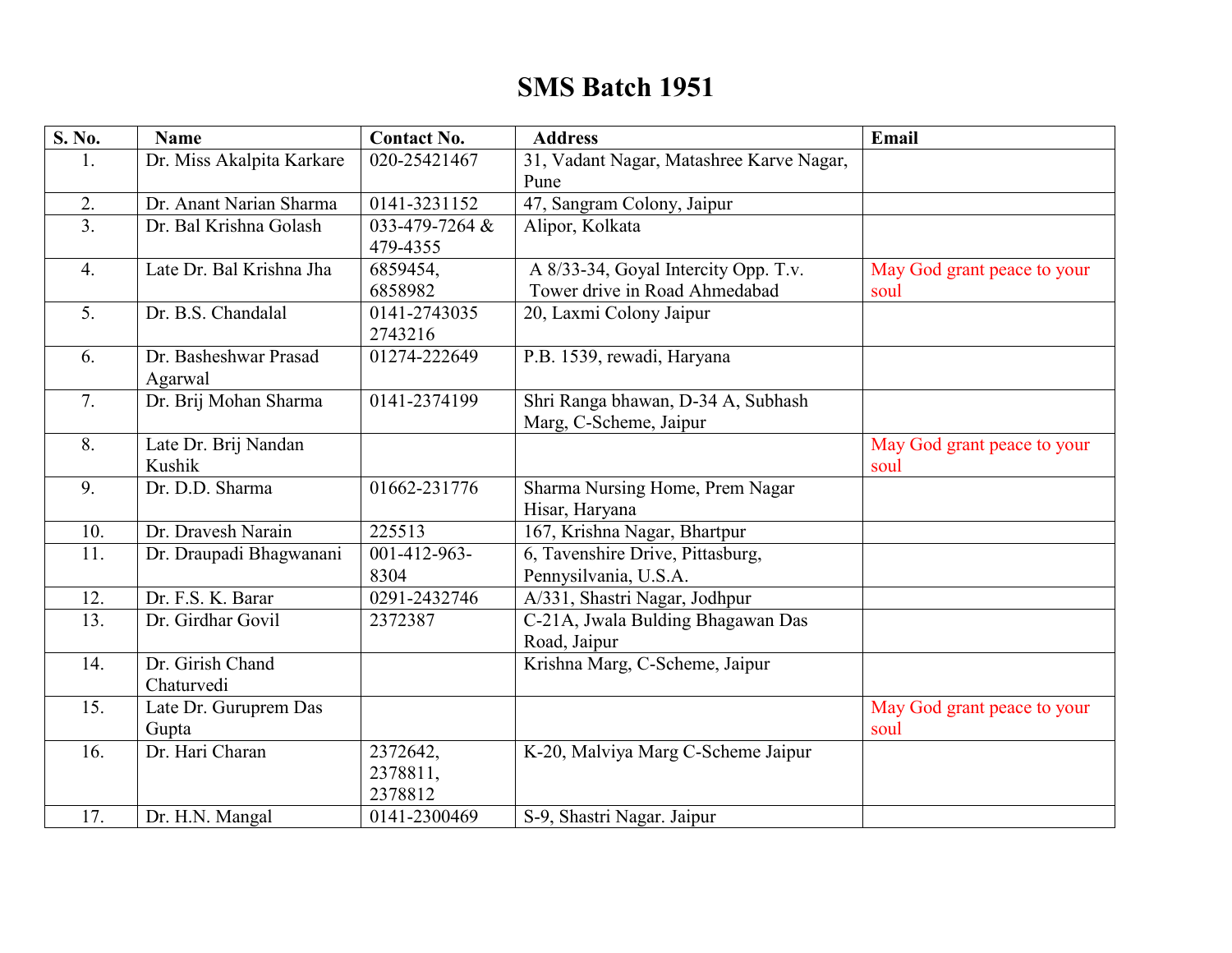# SMS Batch 1951

| S. No. | Name | Contact No. | Address | Email |
|---|---|---|---|---|
| 1. | Dr. Miss Akalpita Karkare | 020-25421467 | 31, Vadant Nagar, Matashree Karve Nagar, Pune | |
| 2. | Dr. Anant Narian Sharma | 0141-3231152 | 47, Sangram Colony, Jaipur | |
| 3. | Dr. Bal Krishna Golash | 033-479-7264 & 479-4355 | Alipor, Kolkata | |
| 4. | Late Dr. Bal Krishna Jha | 6859454, 6858982 | A 8/33-34, Goyal Intercity Opp. T.v. Tower drive in Road Ahmedabad | May God grant peace to your soul |
| 5. | Dr. B.S. Chandalal | 0141-2743035 2743216 | 20, Laxmi Colony Jaipur | |
| 6. | Dr. Basheshwar Prasad Agarwal | 01274-222649 | P.B. 1539, rewadi, Haryana | |
| 7. | Dr. Brij Mohan Sharma | 0141-2374199 | Shri Ranga bhawan, D-34 A, Subhash Marg, C-Scheme, Jaipur | |
| 8. | Late Dr. Brij Nandan Kushik | | | May God grant peace to your soul |
| 9. | Dr. D.D. Sharma | 01662-231776 | Sharma Nursing Home, Prem Nagar Hisar, Haryana | |
| 10. | Dr. Dravesh Narain | 225513 | 167, Krishna Nagar, Bhartpur | |
| 11. | Dr. Draupadi Bhagwanani | 001-412-963-8304 | 6, Tavenshire Drive, Pittasburg, Pennysilvania, U.S.A. | |
| 12. | Dr. F.S. K. Barar | 0291-2432746 | A/331, Shastri Nagar, Jodhpur | |
| 13. | Dr. Girdhar Govil | 2372387 | C-21A, Jwala Bulding Bhagawan Das Road, Jaipur | |
| 14. | Dr. Girish Chand Chaturvedi | | Krishna Marg, C-Scheme, Jaipur | |
| 15. | Late Dr. Guruprem Das Gupta | | | May God grant peace to your soul |
| 16. | Dr. Hari Charan | 2372642, 2378811, 2378812 | K-20, Malviya Marg C-Scheme Jaipur | |
| 17. | Dr. H.N. Mangal | 0141-2300469 | S-9, Shastri Nagar. Jaipur | |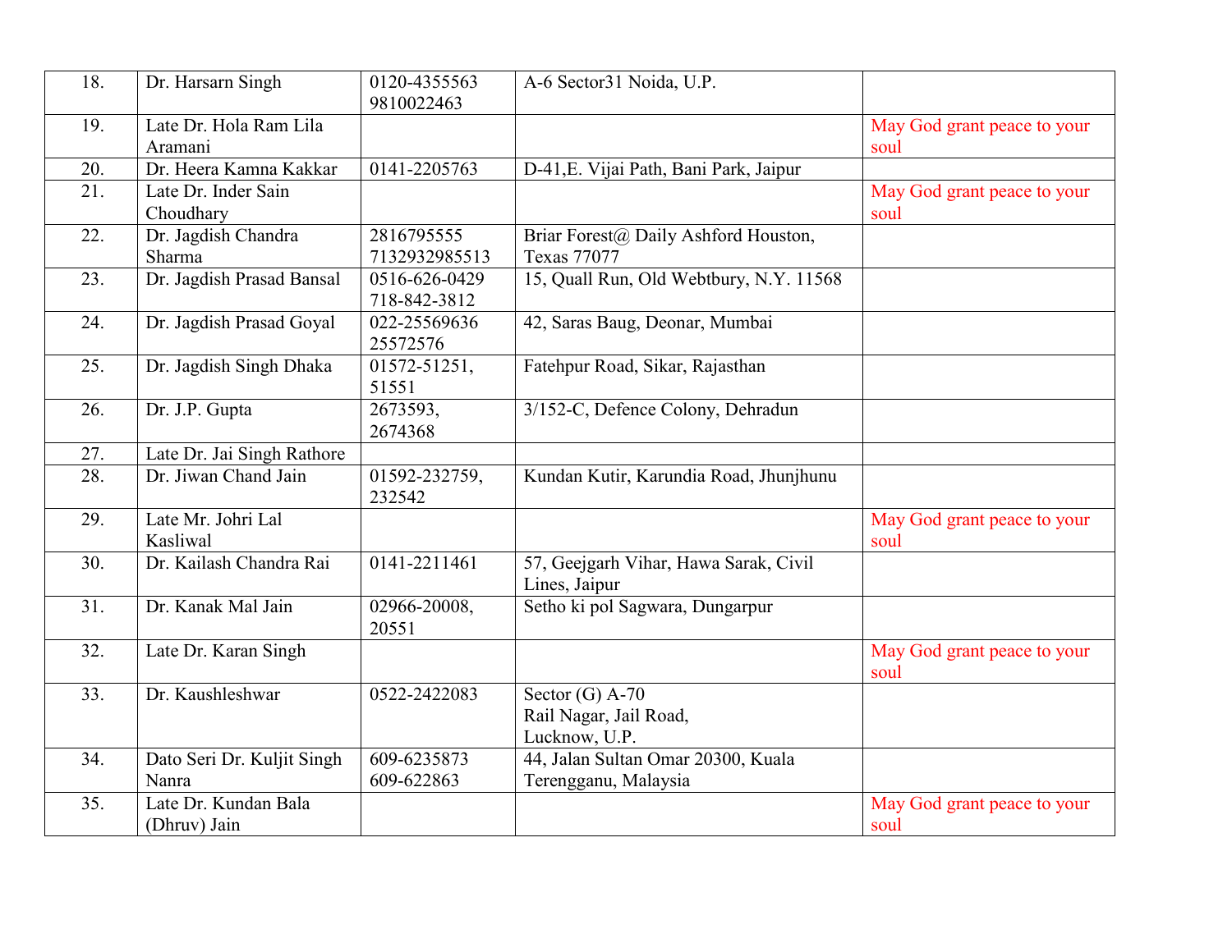| 18. | Dr. Harsarn Singh | 0120-4355563 9810022463 | A-6 Sector31 Noida, U.P. | |
|---|---|---|---|---|
| 19. | Late Dr. Hola Ram Lila Aramani | | | May God grant peace to your soul |
| 20. | Dr. Heera Kamna Kakkar | 0141-2205763 | D-41,E. Vijai Path, Bani Park, Jaipur | |
| 21. | Late Dr. Inder Sain Choudhary | | | May God grant peace to your soul |
| 22. | Dr. Jagdish Chandra Sharma | 2816795555 7132932985513 | Briar Forest@ Daily Ashford Houston, Texas 77077 | |
| 23. | Dr. Jagdish Prasad Bansal | 0516-626-0429 718-842-3812 | 15, Quall Run, Old Webtbury, N.Y. 11568 | |
| 24. | Dr. Jagdish Prasad Goyal | 022-25569636 25572576 | 42, Saras Baug, Deonar, Mumbai | |
| 25. | Dr. Jagdish Singh Dhaka | 01572-51251, 51551 | Fatehpur Road, Sikar, Rajasthan | |
| 26. | Dr. J.P. Gupta | 2673593, 2674368 | 3/152-C, Defence Colony, Dehradun | |
| 27. | Late Dr. Jai Singh Rathore | | | |
| 28. | Dr. Jiwan Chand Jain | 01592-232759, 232542 | Kundan Kutir, Karundia Road, Jhunjhunu | |
| 29. | Late Mr. Johri Lal Kasliwal | | | May God grant peace to your soul |
| 30. | Dr. Kailash Chandra Rai | 0141-2211461 | 57, Geejgarh Vihar, Hawa Sarak, Civil Lines, Jaipur | |
| 31. | Dr. Kanak Mal Jain | 02966-20008, 20551 | Setho ki pol Sagwara, Dungarpur | |
| 32. | Late Dr. Karan Singh | | | May God grant peace to your soul |
| 33. | Dr. Kaushleshwar | 0522-2422083 | Sector (G) A-70 Rail Nagar, Jail Road, Lucknow, U.P. | |
| 34. | Dato Seri Dr. Kuljit Singh Nanra | 609-6235873 609-622863 | 44, Jalan Sultan Omar 20300, Kuala Terengganu, Malaysia | |
| 35. | Late Dr. Kundan Bala (Dhruv) Jain | | | May God grant peace to your soul |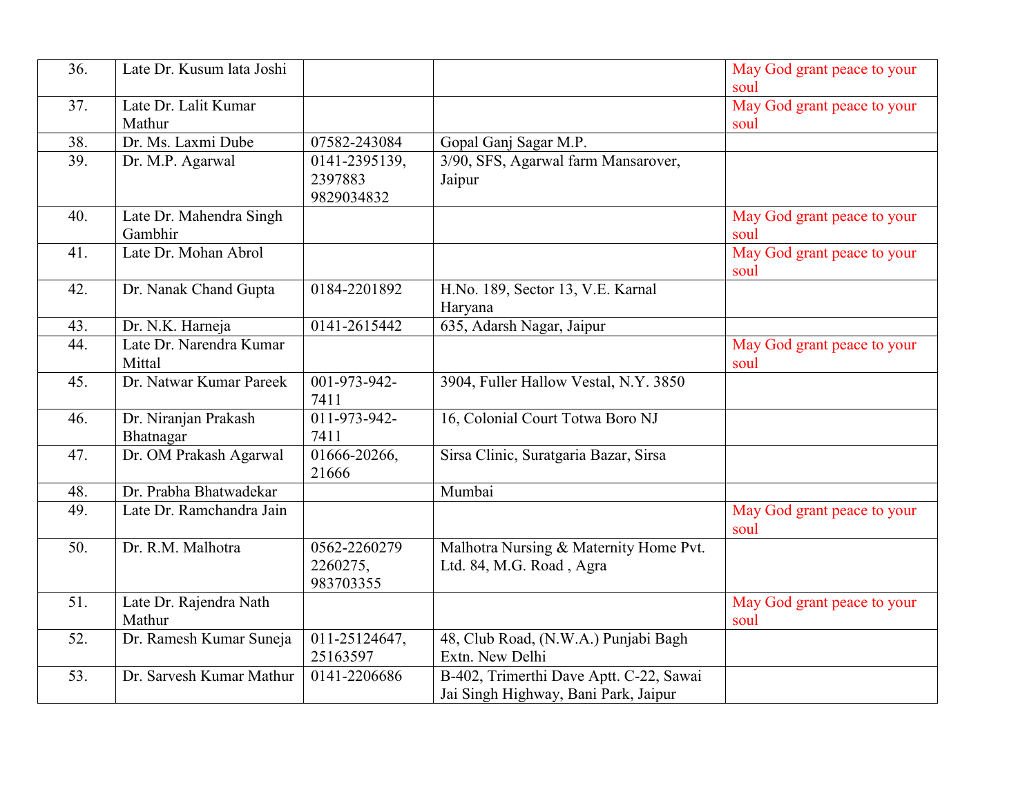| 36. | Late Dr. Kusum lata Joshi | | | May God grant peace to your soul |
|---|---|---|---|---|
| 37. | Late Dr. Lalit Kumar Mathur | | | May God grant peace to your soul |
| 38. | Dr. Ms. Laxmi Dube | 07582-243084 | Gopal Ganj Sagar M.P. | |
| 39. | Dr. M.P. Agarwal | 0141-2395139, 2397883 9829034832 | 3/90, SFS, Agarwal farm Mansarover, Jaipur | |
| 40. | Late Dr. Mahendra Singh Gambhir | | | May God grant peace to your soul |
| 41. | Late Dr. Mohan Abrol | | | May God grant peace to your soul |
| 42. | Dr. Nanak Chand Gupta | 0184-2201892 | H.No. 189, Sector 13, V.E. Karnal Haryana | |
| 43. | Dr. N.K. Harneja | 0141-2615442 | 635, Adarsh Nagar, Jaipur | |
| 44. | Late Dr. Narendra Kumar Mittal | | | May God grant peace to your soul |
| 45. | Dr. Natwar Kumar Pareek | 001-973-942-7411 | 3904, Fuller Hallow Vestal, N.Y. 3850 | |
| 46. | Dr. Niranjan Prakash Bhatnagar | 011-973-942-7411 | 16, Colonial Court Totwa Boro NJ | |
| 47. | Dr. OM Prakash Agarwal | 01666-20266, 21666 | Sirsa Clinic, Suratgaria Bazar, Sirsa | |
| 48. | Dr. Prabha Bhatwadekar | | Mumbai | |
| 49. | Late Dr. Ramchandra Jain | | | May God grant peace to your soul |
| 50. | Dr. R.M. Malhotra | 0562-2260279 2260275, 983703355 | Malhotra Nursing & Maternity Home Pvt. Ltd. 84, M.G. Road , Agra | |
| 51. | Late Dr. Rajendra Nath Mathur | | | May God grant peace to your soul |
| 52. | Dr. Ramesh Kumar Suneja | 011-25124647, 25163597 | 48, Club Road, (N.W.A.) Punjabi Bagh Extn. New Delhi | |
| 53. | Dr. Sarvesh Kumar Mathur | 0141-2206686 | B-402, Trimerthi Dave Aptt. C-22, Sawai Jai Singh Highway, Bani Park, Jaipur | |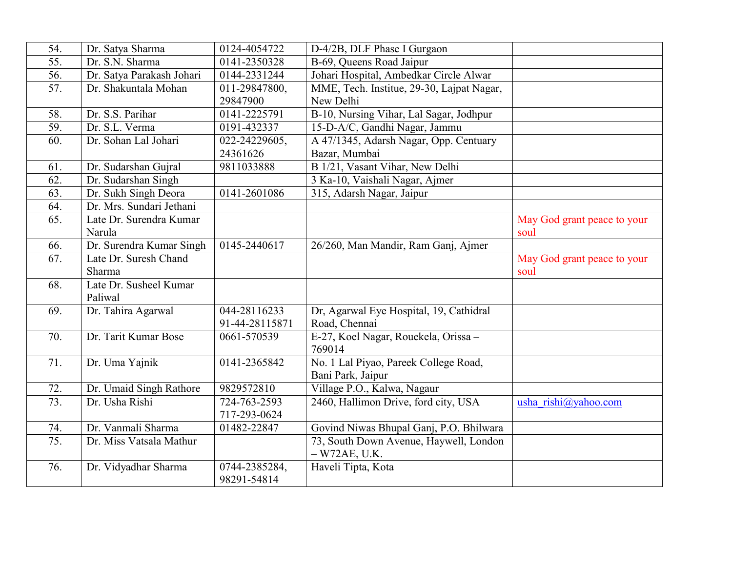| 54. | Dr. Satya Sharma | 0124-4054722 | D-4/2B, DLF Phase I Gurgaon | |
|---|---|---|---|---|
| 55. | Dr. S.N. Sharma | 0141-2350328 | B-69, Queens Road Jaipur | |
| 56. | Dr. Satya Parakash Johari | 0144-2331244 | Johari Hospital, Ambedkar Circle Alwar | |
| 57. | Dr. Shakuntala Mohan | 011-29847800, 29847900 | MME, Tech. Institue, 29-30, Lajpat Nagar, New Delhi | |
| 58. | Dr. S.S. Parihar | 0141-2225791 | B-10, Nursing Vihar, Lal Sagar, Jodhpur | |
| 59. | Dr. S.L. Verma | 0191-432337 | 15-D-A/C, Gandhi Nagar, Jammu | |
| 60. | Dr. Sohan Lal Johari | 022-24229605, 24361626 | A 47/1345, Adarsh Nagar, Opp. Centuary Bazar, Mumbai | |
| 61. | Dr. Sudarshan Gujral | 9811033888 | B 1/21, Vasant Vihar, New Delhi | |
| 62. | Dr. Sudarshan Singh | | 3 Ka-10, Vaishali Nagar, Ajmer | |
| 63. | Dr. Sukh Singh Deora | 0141-2601086 | 315, Adarsh Nagar, Jaipur | |
| 64. | Dr. Mrs. Sundari Jethani | | | |
| 65. | Late Dr. Surendra Kumar Narula | | | May God grant peace to your soul |
| 66. | Dr. Surendra Kumar Singh | 0145-2440617 | 26/260, Man Mandir, Ram Ganj, Ajmer | |
| 67. | Late Dr. Suresh Chand Sharma | | | May God grant peace to your soul |
| 68. | Late Dr. Susheel Kumar Paliwal | | | |
| 69. | Dr. Tahira Agarwal | 044-28116233 91-44-28115871 | Dr, Agarwal Eye Hospital, 19, Cathidral Road, Chennai | |
| 70. | Dr. Tarit Kumar Bose | 0661-570539 | E-27, Koel Nagar, Rouekela, Orissa – 769014 | |
| 71. | Dr. Uma Yajnik | 0141-2365842 | No. 1 Lal Piyao, Pareek College Road, Bani Park, Jaipur | |
| 72. | Dr. Umaid Singh Rathore | 9829572810 | Village P.O., Kalwa, Nagaur | |
| 73. | Dr. Usha Rishi | 724-763-2593 717-293-0624 | 2460, Hallimon Drive, ford city, USA | usha_rishi@yahoo.com |
| 74. | Dr. Vanmali Sharma | 01482-22847 | Govind Niwas Bhupal Ganj, P.O. Bhilwara | |
| 75. | Dr. Miss Vatsala Mathur | | 73, South Down Avenue, Haywell, London – W72AE, U.K. | |
| 76. | Dr. Vidyadhar Sharma | 0744-2385284, 98291-54814 | Haveli Tipta, Kota | |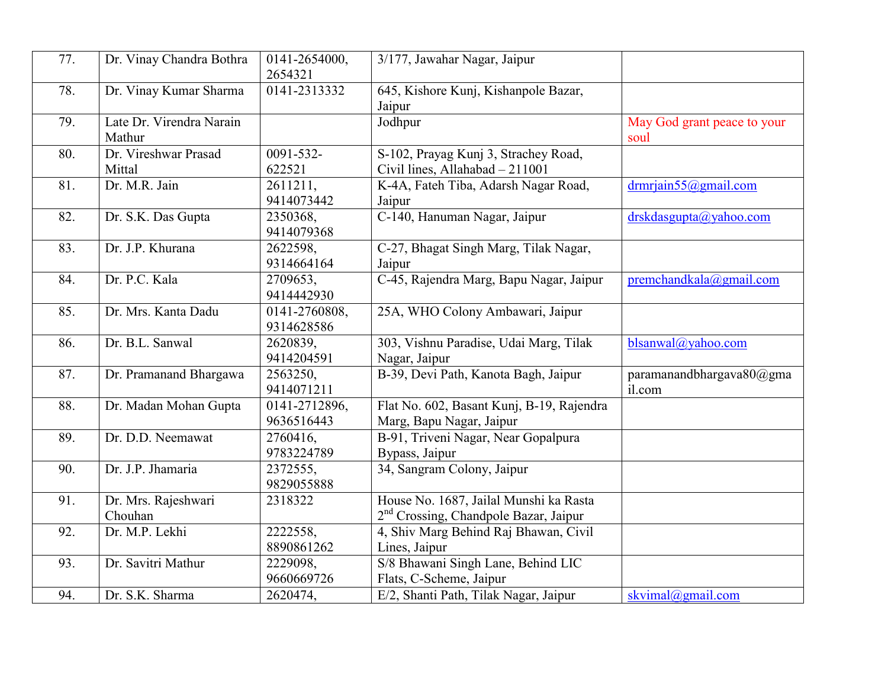| 77. | Dr. Vinay Chandra Bothra | 0141-2654000, 2654321 | 3/177, Jawahar Nagar, Jaipur | |
|---|---|---|---|---|
| 78. | Dr. Vinay Kumar Sharma | 0141-2313332 | 645, Kishore Kunj, Kishanpole Bazar, Jaipur | |
| 79. | Late Dr. Virendra Narain Mathur | | Jodhpur | May God grant peace to your soul |
| 80. | Dr. Vireshwar Prasad Mittal | 0091-532-622521 | S-102, Prayag Kunj 3, Strachey Road, Civil lines, Allahabad – 211001 | |
| 81. | Dr. M.R. Jain | 2611211, 9414073442 | K-4A, Fateh Tiba, Adarsh Nagar Road, Jaipur | drmrjain55@gmail.com |
| 82. | Dr. S.K. Das Gupta | 2350368, 9414079368 | C-140, Hanuman Nagar, Jaipur | drskdasgupta@yahoo.com |
| 83. | Dr. J.P. Khurana | 2622598, 9314664164 | C-27, Bhagat Singh Marg, Tilak Nagar, Jaipur | |
| 84. | Dr. P.C. Kala | 2709653, 9414442930 | C-45, Rajendra Marg, Bapu Nagar, Jaipur | premchandkala@gmail.com |
| 85. | Dr. Mrs. Kanta Dadu | 0141-2760808, 9314628586 | 25A, WHO Colony Ambawari, Jaipur | |
| 86. | Dr. B.L. Sanwal | 2620839, 9414204591 | 303, Vishnu Paradise, Udai Marg, Tilak Nagar, Jaipur | blsanwal@yahoo.com |
| 87. | Dr. Pramanand Bhargawa | 2563250, 9414071211 | B-39, Devi Path, Kanota Bagh, Jaipur | paramanandbhargava80@gmail.com |
| 88. | Dr. Madan Mohan Gupta | 0141-2712896, 9636516443 | Flat No. 602, Basant Kunj, B-19, Rajendra Marg, Bapu Nagar, Jaipur | |
| 89. | Dr. D.D. Neemawat | 2760416, 9783224789 | B-91, Triveni Nagar, Near Gopalpura Bypass, Jaipur | |
| 90. | Dr. J.P. Jhamaria | 2372555, 9829055888 | 34, Sangram Colony, Jaipur | |
| 91. | Dr. Mrs. Rajeshwari Chouhan | 2318322 | House No. 1687, Jailal Munshi ka Rasta 2nd Crossing, Chandpole Bazar, Jaipur | |
| 92. | Dr. M.P. Lekhi | 2222558, 8890861262 | 4, Shiv Marg Behind Raj Bhawan, Civil Lines, Jaipur | |
| 93. | Dr. Savitri Mathur | 2229098, 9660669726 | S/8 Bhawani Singh Lane, Behind LIC Flats, C-Scheme, Jaipur | |
| 94. | Dr. S.K. Sharma | 2620474, | E/2, Shanti Path, Tilak Nagar, Jaipur | skvimal@gmail.com |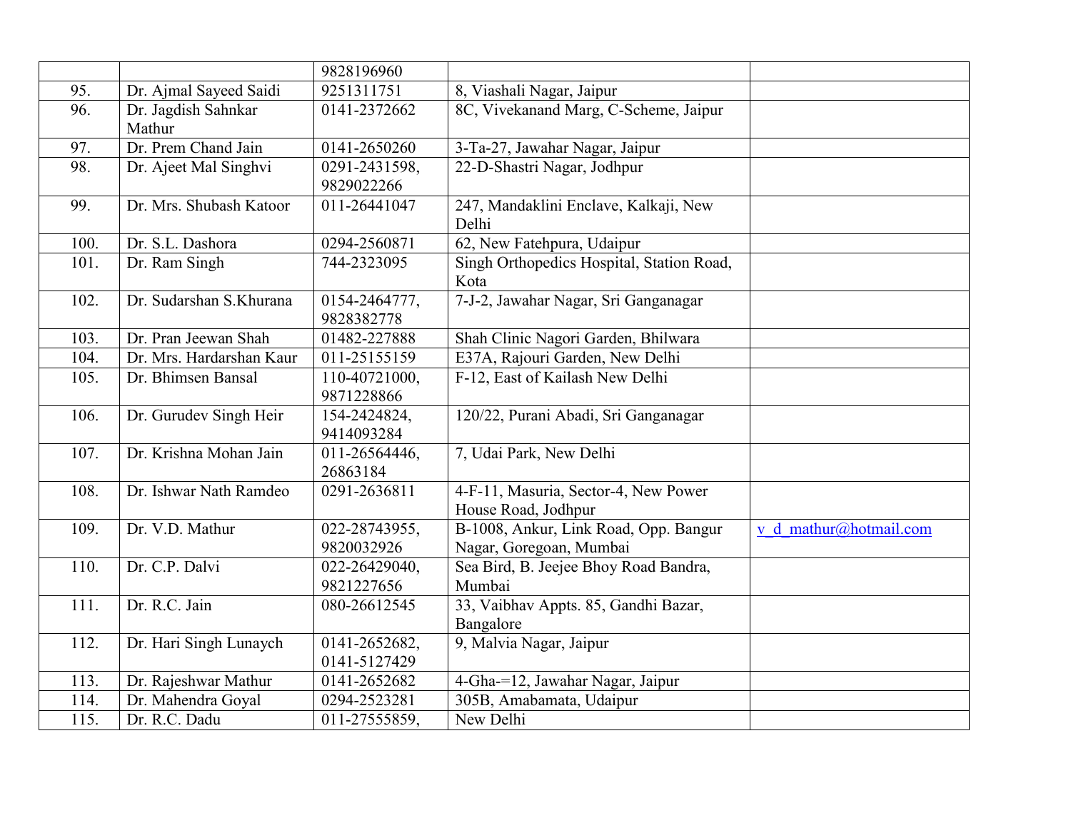| | | | | |
|---|---|---|---|---|
| | | 9828196960 | | |
| 95. | Dr. Ajmal Sayeed Saidi | 9251311751 | 8, Viashali Nagar, Jaipur | |
| 96. | Dr. Jagdish Sahnkar Mathur | 0141-2372662 | 8C, Vivekanand Marg, C-Scheme, Jaipur | |
| 97. | Dr. Prem Chand Jain | 0141-2650260 | 3-Ta-27, Jawahar Nagar, Jaipur | |
| 98. | Dr. Ajeet Mal Singhvi | 0291-2431598, 9829022266 | 22-D-Shastri Nagar, Jodhpur | |
| 99. | Dr. Mrs. Shubash Katoor | 011-26441047 | 247, Mandaklini Enclave, Kalkaji, New Delhi | |
| 100. | Dr. S.L. Dashora | 0294-2560871 | 62, New Fatehpura, Udaipur | |
| 101. | Dr. Ram Singh | 744-2323095 | Singh Orthopedics Hospital, Station Road, Kota | |
| 102. | Dr. Sudarshan S.Khurana | 0154-2464777, 9828382778 | 7-J-2, Jawahar Nagar, Sri Ganganagar | |
| 103. | Dr. Pran Jeewan Shah | 01482-227888 | Shah Clinic Nagori Garden, Bhilwara | |
| 104. | Dr. Mrs. Hardarshan Kaur | 011-25155159 | E37A, Rajouri Garden, New Delhi | |
| 105. | Dr. Bhimsen Bansal | 110-40721000, 9871228866 | F-12, East of Kailash New Delhi | |
| 106. | Dr. Gurudev Singh Heir | 154-2424824, 9414093284 | 120/22, Purani Abadi, Sri Ganganagar | |
| 107. | Dr. Krishna Mohan Jain | 011-26564446, 26863184 | 7, Udai Park, New Delhi | |
| 108. | Dr. Ishwar Nath Ramdeo | 0291-2636811 | 4-F-11, Masuria, Sector-4, New Power House Road, Jodhpur | |
| 109. | Dr. V.D. Mathur | 022-28743955, 9820032926 | B-1008, Ankur, Link Road, Opp. Bangur Nagar, Goregoan, Mumbai | v_d_mathur@hotmail.com |
| 110. | Dr. C.P. Dalvi | 022-26429040, 9821227656 | Sea Bird, B. Jeejee Bhoy Road Bandra, Mumbai | |
| 111. | Dr. R.C. Jain | 080-26612545 | 33, Vaibhav Appts. 85, Gandhi Bazar, Bangalore | |
| 112. | Dr. Hari Singh Lunaych | 0141-2652682, 0141-5127429 | 9, Malvia Nagar, Jaipur | |
| 113. | Dr. Rajeshwar Mathur | 0141-2652682 | 4-Gha-=12, Jawahar Nagar, Jaipur | |
| 114. | Dr. Mahendra Goyal | 0294-2523281 | 305B, Amabamata, Udaipur | |
| 115. | Dr. R.C. Dadu | 011-27555859, | New Delhi | |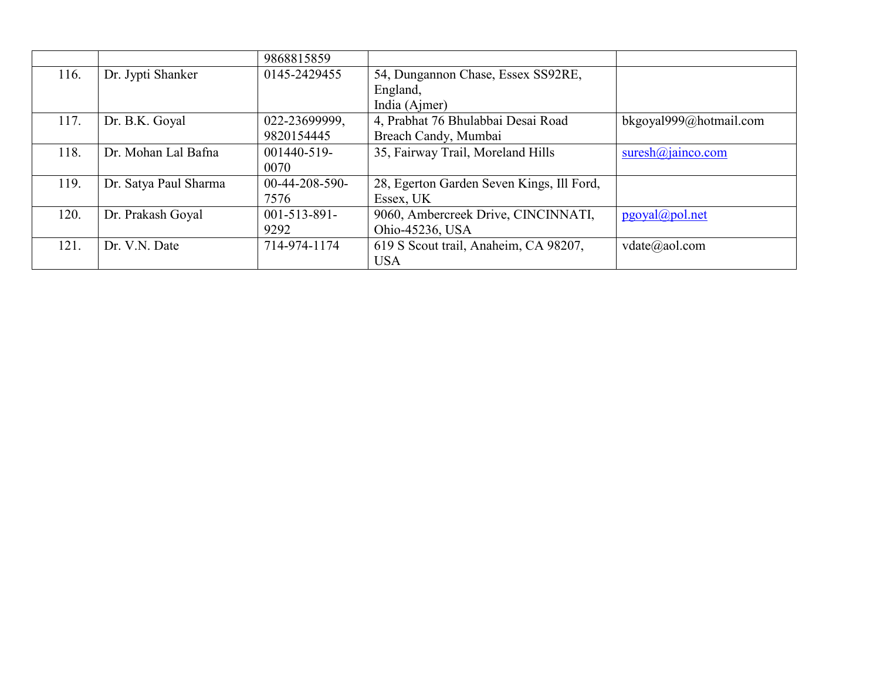| | | | | |
|---|---|---|---|---|
| | | 9868815859 | | |
| 116. | Dr. Jypti Shanker | 0145-2429455 | 54, Dungannon Chase, Essex SS92RE, England, India (Ajmer) | |
| 117. | Dr. B.K. Goyal | 022-23699999, 9820154445 | 4, Prabhat 76 Bhulabbai Desai Road Breach Candy, Mumbai | bkgoyal999@hotmail.com |
| 118. | Dr. Mohan Lal Bafna | 001440-519-0070 | 35, Fairway Trail, Moreland Hills | suresh@jainco.com |
| 119. | Dr. Satya Paul Sharma | 00-44-208-590-7576 | 28, Egerton Garden Seven Kings, Ill Ford, Essex, UK | |
| 120. | Dr. Prakash Goyal | 001-513-891-9292 | 9060, Ambercreek Drive, CINCINNATI, Ohio-45236, USA | pgoyal@pol.net |
| 121. | Dr. V.N. Date | 714-974-1174 | 619 S Scout trail, Anaheim, CA 98207, USA | vdate@aol.com |